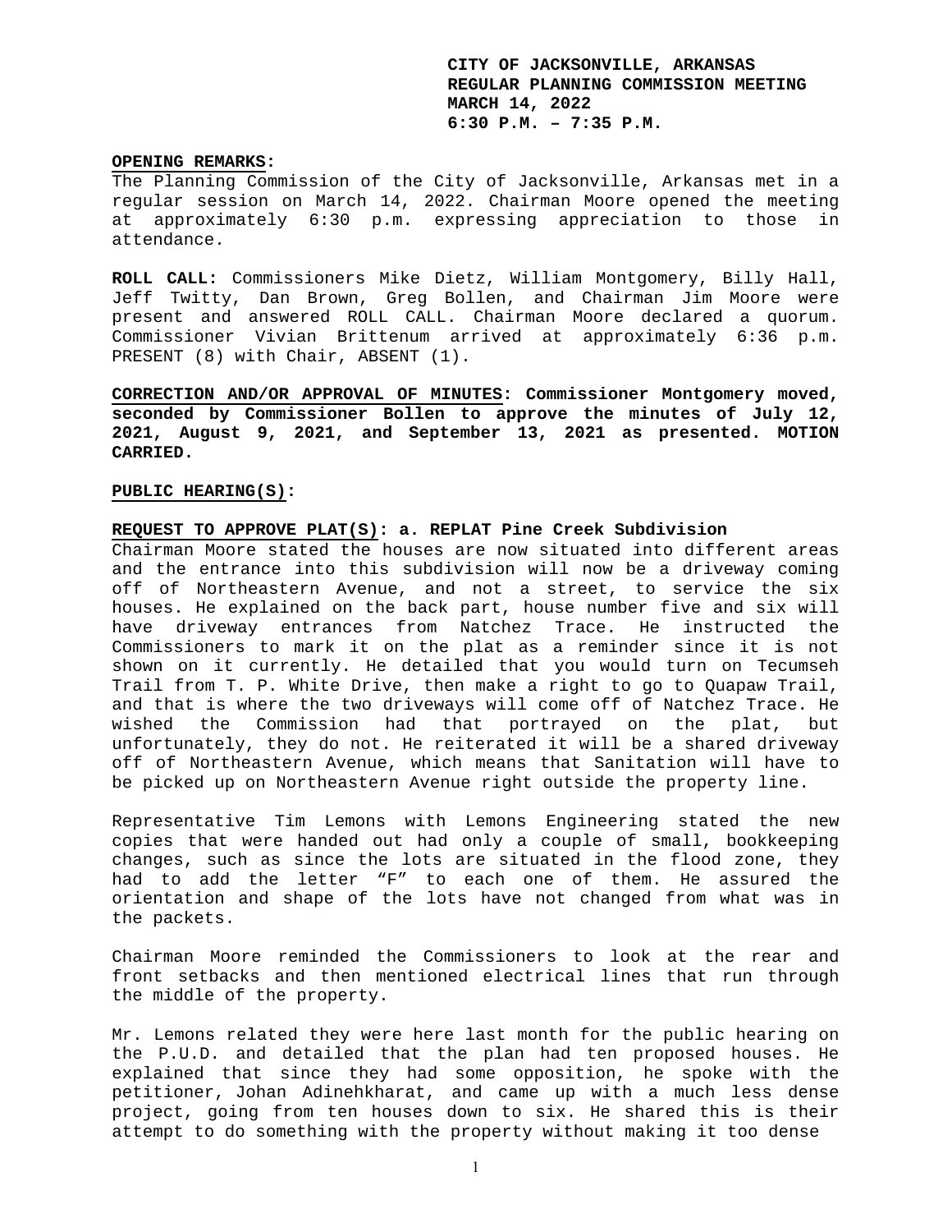**CITY OF JACKSONVILLE, ARKANSAS**
**REGULAR PLANNING COMMISSION MEETING**
**MARCH 14, 2022**
**6:30 P.M. – 7:35 P.M.**

**OPENING REMARKS:**
The Planning Commission of the City of Jacksonville, Arkansas met in a regular session on March 14, 2022. Chairman Moore opened the meeting at approximately 6:30 p.m. expressing appreciation to those in attendance.

**ROLL CALL:** Commissioners Mike Dietz, William Montgomery, Billy Hall, Jeff Twitty, Dan Brown, Greg Bollen, and Chairman Jim Moore were present and answered ROLL CALL. Chairman Moore declared a quorum. Commissioner Vivian Brittenum arrived at approximately 6:36 p.m. PRESENT (8) with Chair, ABSENT (1).

**CORRECTION AND/OR APPROVAL OF MINUTES: Commissioner Montgomery moved, seconded by Commissioner Bollen to approve the minutes of July 12, 2021, August 9, 2021, and September 13, 2021 as presented. MOTION CARRIED.**

**PUBLIC HEARING(S):**

**REQUEST TO APPROVE PLAT(S): a. REPLAT Pine Creek Subdivision**
Chairman Moore stated the houses are now situated into different areas and the entrance into this subdivision will now be a driveway coming off of Northeastern Avenue, and not a street, to service the six houses. He explained on the back part, house number five and six will have driveway entrances from Natchez Trace. He instructed the Commissioners to mark it on the plat as a reminder since it is not shown on it currently. He detailed that you would turn on Tecumseh Trail from T. P. White Drive, then make a right to go to Quapaw Trail, and that is where the two driveways will come off of Natchez Trace. He wished the Commission had that portrayed on the plat, but unfortunately, they do not. He reiterated it will be a shared driveway off of Northeastern Avenue, which means that Sanitation will have to be picked up on Northeastern Avenue right outside the property line.

Representative Tim Lemons with Lemons Engineering stated the new copies that were handed out had only a couple of small, bookkeeping changes, such as since the lots are situated in the flood zone, they had to add the letter "F" to each one of them. He assured the orientation and shape of the lots have not changed from what was in the packets.

Chairman Moore reminded the Commissioners to look at the rear and front setbacks and then mentioned electrical lines that run through the middle of the property.

Mr. Lemons related they were here last month for the public hearing on the P.U.D. and detailed that the plan had ten proposed houses. He explained that since they had some opposition, he spoke with the petitioner, Johan Adinehkharat, and came up with a much less dense project, going from ten houses down to six. He shared this is their attempt to do something with the property without making it too dense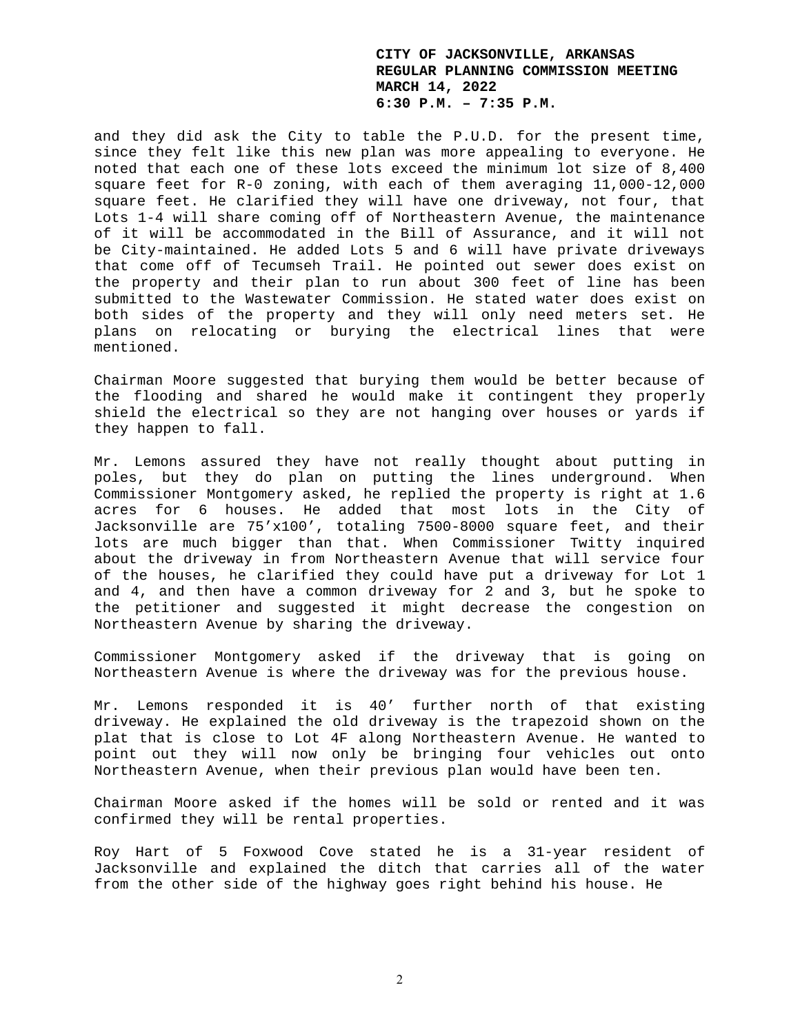and they did ask the City to table the P.U.D. for the present time, since they felt like this new plan was more appealing to everyone. He noted that each one of these lots exceed the minimum lot size of 8,400 square feet for R-0 zoning, with each of them averaging 11,000-12,000 square feet. He clarified they will have one driveway, not four, that Lots 1-4 will share coming off of Northeastern Avenue, the maintenance of it will be accommodated in the Bill of Assurance, and it will not be City-maintained. He added Lots 5 and 6 will have private driveways that come off of Tecumseh Trail. He pointed out sewer does exist on the property and their plan to run about 300 feet of line has been submitted to the Wastewater Commission. He stated water does exist on both sides of the property and they will only need meters set. He plans on relocating or burying the electrical lines that were mentioned.

Chairman Moore suggested that burying them would be better because of the flooding and shared he would make it contingent they properly shield the electrical so they are not hanging over houses or yards if they happen to fall.

Mr. Lemons assured they have not really thought about putting in poles, but they do plan on putting the lines underground. When Commissioner Montgomery asked, he replied the property is right at 1.6 acres for 6 houses. He added that most lots in the City of Jacksonville are 75'x100', totaling 7500-8000 square feet, and their lots are much bigger than that. When Commissioner Twitty inquired about the driveway in from Northeastern Avenue that will service four of the houses, he clarified they could have put a driveway for Lot 1 and 4, and then have a common driveway for 2 and 3, but he spoke to the petitioner and suggested it might decrease the congestion on Northeastern Avenue by sharing the driveway.

Commissioner Montgomery asked if the driveway that is going on Northeastern Avenue is where the driveway was for the previous house.

Mr. Lemons responded it is 40' further north of that existing driveway. He explained the old driveway is the trapezoid shown on the plat that is close to Lot 4F along Northeastern Avenue. He wanted to point out they will now only be bringing four vehicles out onto Northeastern Avenue, when their previous plan would have been ten.

Chairman Moore asked if the homes will be sold or rented and it was confirmed they will be rental properties.

Roy Hart of 5 Foxwood Cove stated he is a 31-year resident of Jacksonville and explained the ditch that carries all of the water from the other side of the highway goes right behind his house. He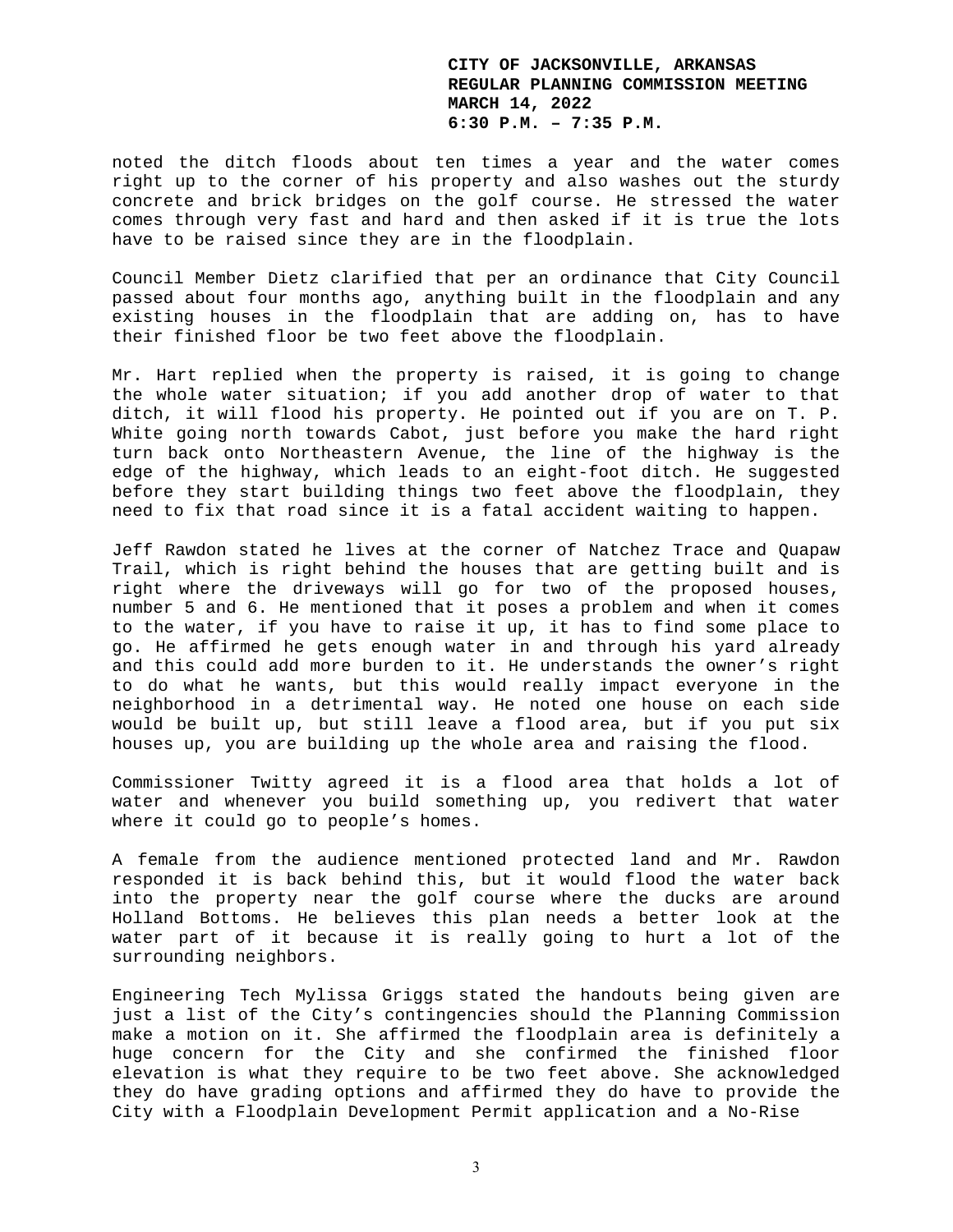noted the ditch floods about ten times a year and the water comes right up to the corner of his property and also washes out the sturdy concrete and brick bridges on the golf course. He stressed the water comes through very fast and hard and then asked if it is true the lots have to be raised since they are in the floodplain.

Council Member Dietz clarified that per an ordinance that City Council passed about four months ago, anything built in the floodplain and any existing houses in the floodplain that are adding on, has to have their finished floor be two feet above the floodplain.

Mr. Hart replied when the property is raised, it is going to change the whole water situation; if you add another drop of water to that ditch, it will flood his property. He pointed out if you are on T. P. White going north towards Cabot, just before you make the hard right turn back onto Northeastern Avenue, the line of the highway is the edge of the highway, which leads to an eight-foot ditch. He suggested before they start building things two feet above the floodplain, they need to fix that road since it is a fatal accident waiting to happen.

Jeff Rawdon stated he lives at the corner of Natchez Trace and Quapaw Trail, which is right behind the houses that are getting built and is right where the driveways will go for two of the proposed houses, number 5 and 6. He mentioned that it poses a problem and when it comes to the water, if you have to raise it up, it has to find some place to go. He affirmed he gets enough water in and through his yard already and this could add more burden to it. He understands the owner's right to do what he wants, but this would really impact everyone in the neighborhood in a detrimental way. He noted one house on each side would be built up, but still leave a flood area, but if you put six houses up, you are building up the whole area and raising the flood.

Commissioner Twitty agreed it is a flood area that holds a lot of water and whenever you build something up, you redivert that water where it could go to people's homes.

A female from the audience mentioned protected land and Mr. Rawdon responded it is back behind this, but it would flood the water back into the property near the golf course where the ducks are around Holland Bottoms. He believes this plan needs a better look at the water part of it because it is really going to hurt a lot of the surrounding neighbors.

Engineering Tech Mylissa Griggs stated the handouts being given are just a list of the City's contingencies should the Planning Commission make a motion on it. She affirmed the floodplain area is definitely a huge concern for the City and she confirmed the finished floor elevation is what they require to be two feet above. She acknowledged they do have grading options and affirmed they do have to provide the City with a Floodplain Development Permit application and a No-Rise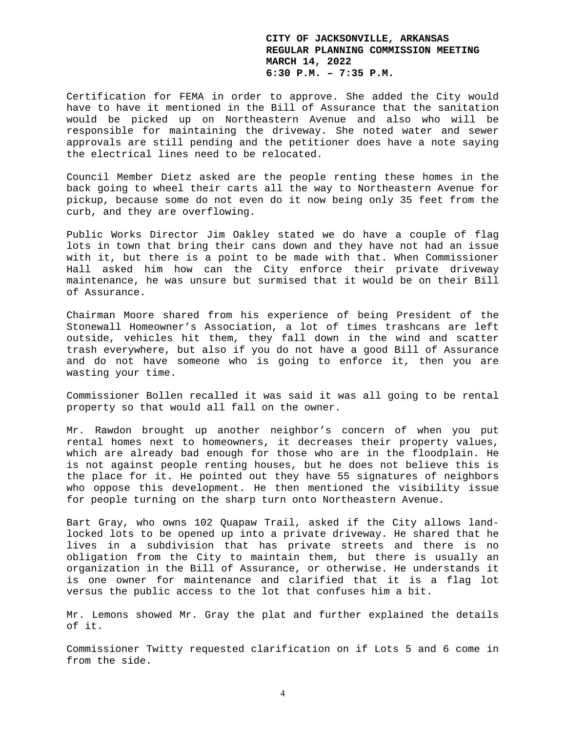Certification for FEMA in order to approve. She added the City would have to have it mentioned in the Bill of Assurance that the sanitation would be picked up on Northeastern Avenue and also who will be responsible for maintaining the driveway. She noted water and sewer approvals are still pending and the petitioner does have a note saying the electrical lines need to be relocated.

Council Member Dietz asked are the people renting these homes in the back going to wheel their carts all the way to Northeastern Avenue for pickup, because some do not even do it now being only 35 feet from the curb, and they are overflowing.

Public Works Director Jim Oakley stated we do have a couple of flag lots in town that bring their cans down and they have not had an issue with it, but there is a point to be made with that. When Commissioner Hall asked him how can the City enforce their private driveway maintenance, he was unsure but surmised that it would be on their Bill of Assurance.

Chairman Moore shared from his experience of being President of the Stonewall Homeowner's Association, a lot of times trashcans are left outside, vehicles hit them, they fall down in the wind and scatter trash everywhere, but also if you do not have a good Bill of Assurance and do not have someone who is going to enforce it, then you are wasting your time.

Commissioner Bollen recalled it was said it was all going to be rental property so that would all fall on the owner.

Mr. Rawdon brought up another neighbor's concern of when you put rental homes next to homeowners, it decreases their property values, which are already bad enough for those who are in the floodplain. He is not against people renting houses, but he does not believe this is the place for it. He pointed out they have 55 signatures of neighbors who oppose this development. He then mentioned the visibility issue for people turning on the sharp turn onto Northeastern Avenue.

Bart Gray, who owns 102 Quapaw Trail, asked if the City allows land-locked lots to be opened up into a private driveway. He shared that he lives in a subdivision that has private streets and there is no obligation from the City to maintain them, but there is usually an organization in the Bill of Assurance, or otherwise. He understands it is one owner for maintenance and clarified that it is a flag lot versus the public access to the lot that confuses him a bit.

Mr. Lemons showed Mr. Gray the plat and further explained the details of it.

Commissioner Twitty requested clarification on if Lots 5 and 6 come in from the side.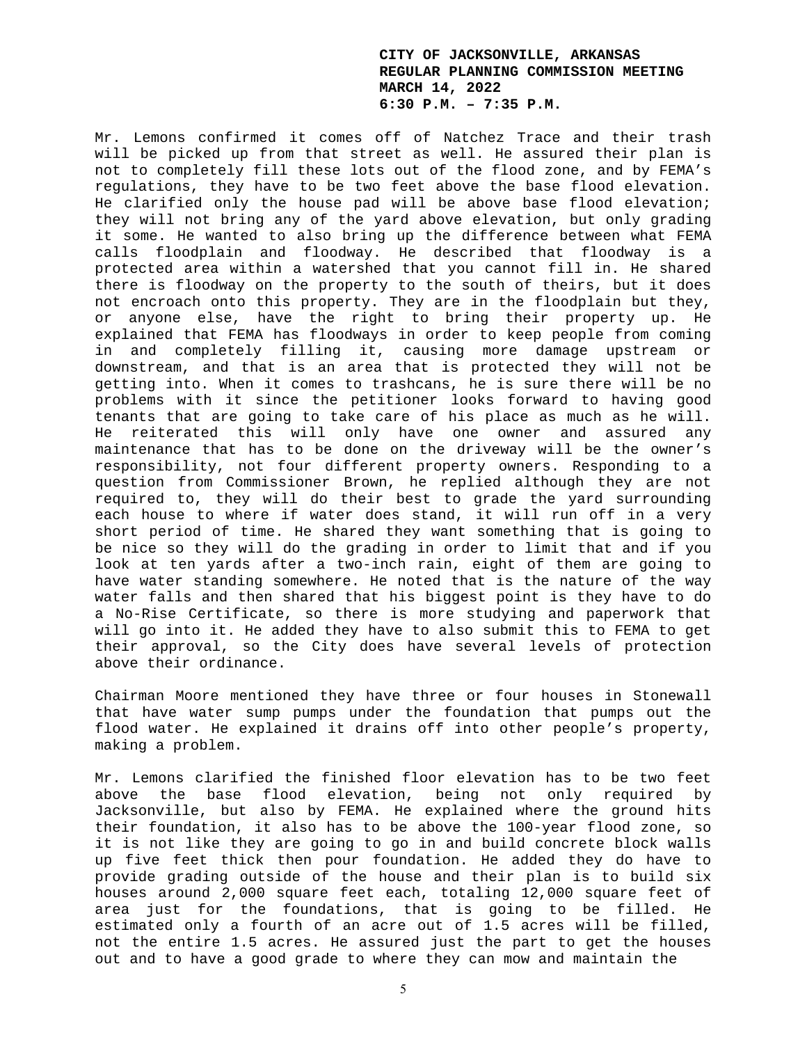Mr. Lemons confirmed it comes off of Natchez Trace and their trash will be picked up from that street as well. He assured their plan is not to completely fill these lots out of the flood zone, and by FEMA's regulations, they have to be two feet above the base flood elevation. He clarified only the house pad will be above base flood elevation; they will not bring any of the yard above elevation, but only grading it some. He wanted to also bring up the difference between what FEMA calls floodplain and floodway. He described that floodway is a protected area within a watershed that you cannot fill in. He shared there is floodway on the property to the south of theirs, but it does not encroach onto this property. They are in the floodplain but they, or anyone else, have the right to bring their property up. He explained that FEMA has floodways in order to keep people from coming in and completely filling it, causing more damage upstream or downstream, and that is an area that is protected they will not be getting into. When it comes to trashcans, he is sure there will be no problems with it since the petitioner looks forward to having good tenants that are going to take care of his place as much as he will. He reiterated this will only have one owner and assured any maintenance that has to be done on the driveway will be the owner's responsibility, not four different property owners. Responding to a question from Commissioner Brown, he replied although they are not required to, they will do their best to grade the yard surrounding each house to where if water does stand, it will run off in a very short period of time. He shared they want something that is going to be nice so they will do the grading in order to limit that and if you look at ten yards after a two-inch rain, eight of them are going to have water standing somewhere. He noted that is the nature of the way water falls and then shared that his biggest point is they have to do a No-Rise Certificate, so there is more studying and paperwork that will go into it. He added they have to also submit this to FEMA to get their approval, so the City does have several levels of protection above their ordinance.

Chairman Moore mentioned they have three or four houses in Stonewall that have water sump pumps under the foundation that pumps out the flood water. He explained it drains off into other people's property, making a problem.

Mr. Lemons clarified the finished floor elevation has to be two feet above the base flood elevation, being not only required by Jacksonville, but also by FEMA. He explained where the ground hits their foundation, it also has to be above the 100-year flood zone, so it is not like they are going to go in and build concrete block walls up five feet thick then pour foundation. He added they do have to provide grading outside of the house and their plan is to build six houses around 2,000 square feet each, totaling 12,000 square feet of area just for the foundations, that is going to be filled. He estimated only a fourth of an acre out of 1.5 acres will be filled, not the entire 1.5 acres. He assured just the part to get the houses out and to have a good grade to where they can mow and maintain the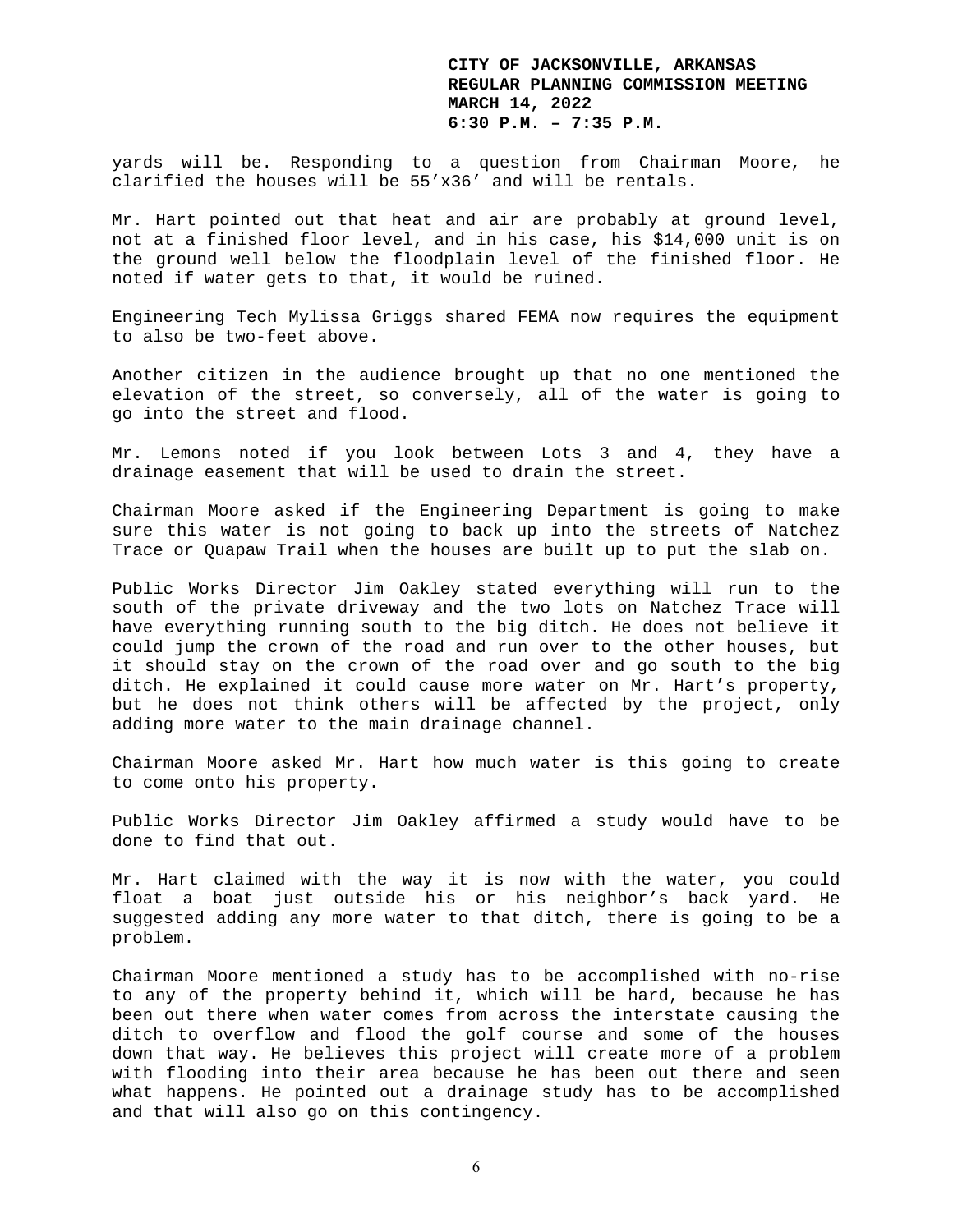yards will be. Responding to a question from Chairman Moore, he clarified the houses will be 55’x36’ and will be rentals.

Mr. Hart pointed out that heat and air are probably at ground level, not at a finished floor level, and in his case, his $14,000 unit is on the ground well below the floodplain level of the finished floor. He noted if water gets to that, it would be ruined.

Engineering Tech Mylissa Griggs shared FEMA now requires the equipment to also be two-feet above.

Another citizen in the audience brought up that no one mentioned the elevation of the street, so conversely, all of the water is going to go into the street and flood.

Mr. Lemons noted if you look between Lots 3 and 4, they have a drainage easement that will be used to drain the street.

Chairman Moore asked if the Engineering Department is going to make sure this water is not going to back up into the streets of Natchez Trace or Quapaw Trail when the houses are built up to put the slab on.

Public Works Director Jim Oakley stated everything will run to the south of the private driveway and the two lots on Natchez Trace will have everything running south to the big ditch. He does not believe it could jump the crown of the road and run over to the other houses, but it should stay on the crown of the road over and go south to the big ditch. He explained it could cause more water on Mr. Hart’s property, but he does not think others will be affected by the project, only adding more water to the main drainage channel.

Chairman Moore asked Mr. Hart how much water is this going to create to come onto his property.

Public Works Director Jim Oakley affirmed a study would have to be done to find that out.

Mr. Hart claimed with the way it is now with the water, you could float a boat just outside his or his neighbor’s back yard. He suggested adding any more water to that ditch, there is going to be a problem.

Chairman Moore mentioned a study has to be accomplished with no-rise to any of the property behind it, which will be hard, because he has been out there when water comes from across the interstate causing the ditch to overflow and flood the golf course and some of the houses down that way. He believes this project will create more of a problem with flooding into their area because he has been out there and seen what happens. He pointed out a drainage study has to be accomplished and that will also go on this contingency.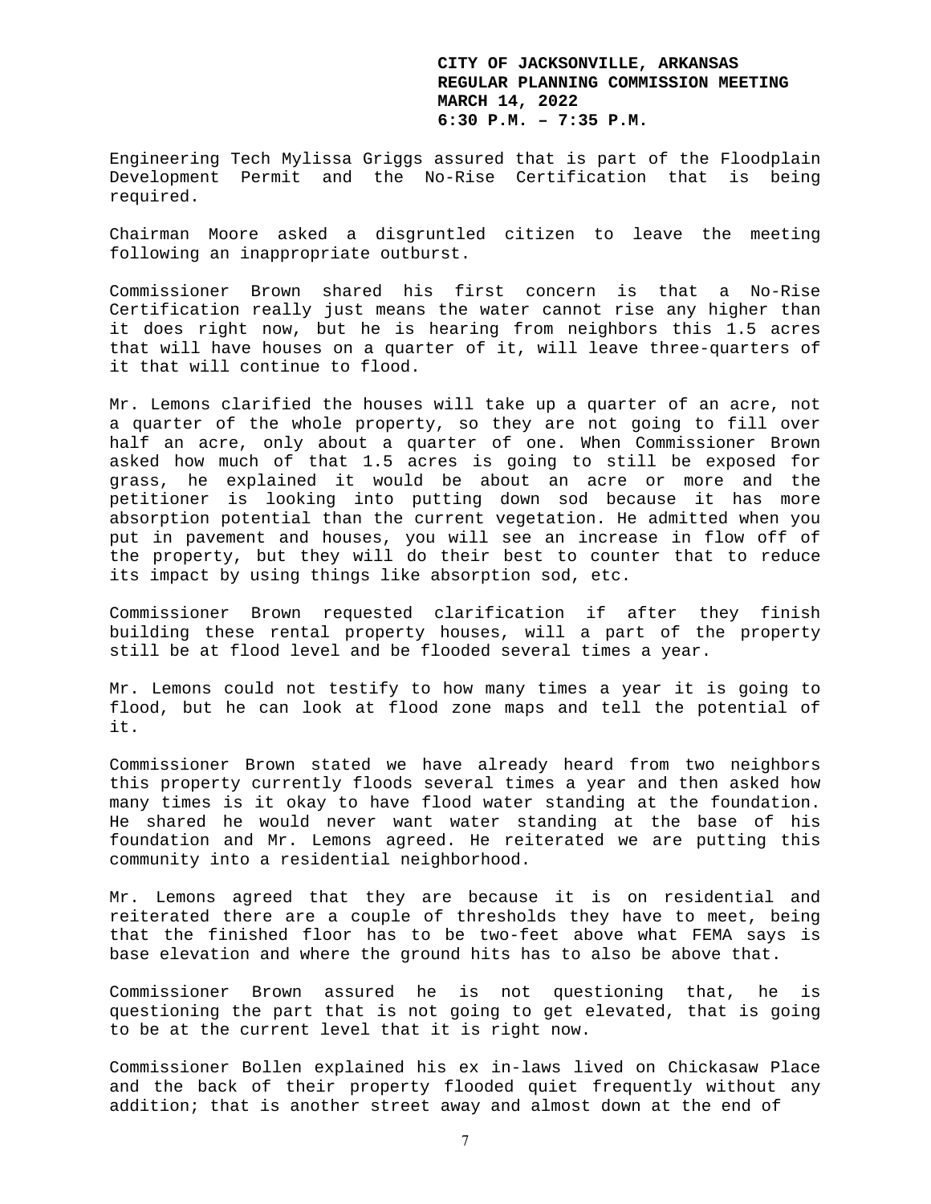Engineering Tech Mylissa Griggs assured that is part of the Floodplain Development Permit and the No-Rise Certification that is being required.

Chairman Moore asked a disgruntled citizen to leave the meeting following an inappropriate outburst.

Commissioner Brown shared his first concern is that a No-Rise Certification really just means the water cannot rise any higher than it does right now, but he is hearing from neighbors this 1.5 acres that will have houses on a quarter of it, will leave three-quarters of it that will continue to flood.

Mr. Lemons clarified the houses will take up a quarter of an acre, not a quarter of the whole property, so they are not going to fill over half an acre, only about a quarter of one. When Commissioner Brown asked how much of that 1.5 acres is going to still be exposed for grass, he explained it would be about an acre or more and the petitioner is looking into putting down sod because it has more absorption potential than the current vegetation. He admitted when you put in pavement and houses, you will see an increase in flow off of the property, but they will do their best to counter that to reduce its impact by using things like absorption sod, etc.

Commissioner Brown requested clarification if after they finish building these rental property houses, will a part of the property still be at flood level and be flooded several times a year.

Mr. Lemons could not testify to how many times a year it is going to flood, but he can look at flood zone maps and tell the potential of it.

Commissioner Brown stated we have already heard from two neighbors this property currently floods several times a year and then asked how many times is it okay to have flood water standing at the foundation. He shared he would never want water standing at the base of his foundation and Mr. Lemons agreed. He reiterated we are putting this community into a residential neighborhood.

Mr. Lemons agreed that they are because it is on residential and reiterated there are a couple of thresholds they have to meet, being that the finished floor has to be two-feet above what FEMA says is base elevation and where the ground hits has to also be above that.

Commissioner Brown assured he is not questioning that, he is questioning the part that is not going to get elevated, that is going to be at the current level that it is right now.

Commissioner Bollen explained his ex in-laws lived on Chickasaw Place and the back of their property flooded quiet frequently without any addition; that is another street away and almost down at the end of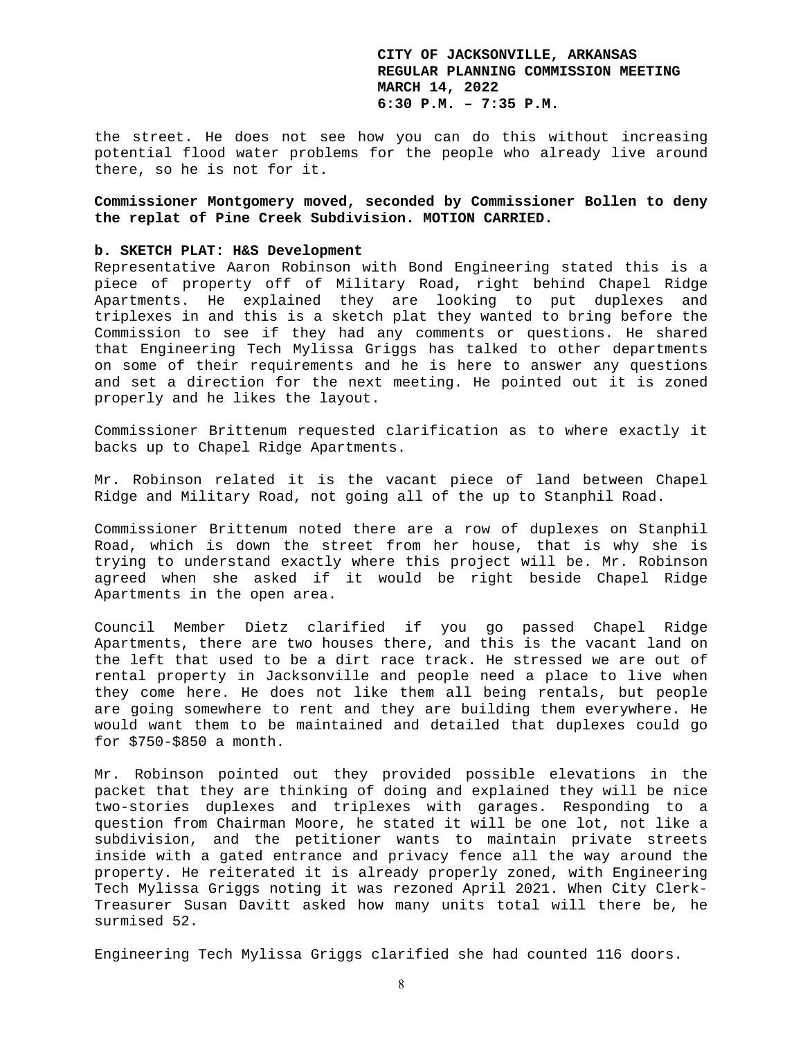the street. He does not see how you can do this without increasing potential flood water problems for the people who already live around there, so he is not for it.

**Commissioner Montgomery moved, seconded by Commissioner Bollen to deny the replat of Pine Creek Subdivision. MOTION CARRIED.**

**b. SKETCH PLAT: H&S Development**

Representative Aaron Robinson with Bond Engineering stated this is a piece of property off of Military Road, right behind Chapel Ridge Apartments. He explained they are looking to put duplexes and triplexes in and this is a sketch plat they wanted to bring before the Commission to see if they had any comments or questions. He shared that Engineering Tech Mylissa Griggs has talked to other departments on some of their requirements and he is here to answer any questions and set a direction for the next meeting. He pointed out it is zoned properly and he likes the layout.

Commissioner Brittenum requested clarification as to where exactly it backs up to Chapel Ridge Apartments.

Mr. Robinson related it is the vacant piece of land between Chapel Ridge and Military Road, not going all of the up to Stanphil Road.

Commissioner Brittenum noted there are a row of duplexes on Stanphil Road, which is down the street from her house, that is why she is trying to understand exactly where this project will be. Mr. Robinson agreed when she asked if it would be right beside Chapel Ridge Apartments in the open area.

Council Member Dietz clarified if you go passed Chapel Ridge Apartments, there are two houses there, and this is the vacant land on the left that used to be a dirt race track. He stressed we are out of rental property in Jacksonville and people need a place to live when they come here. He does not like them all being rentals, but people are going somewhere to rent and they are building them everywhere. He would want them to be maintained and detailed that duplexes could go for $750-$850 a month.

Mr. Robinson pointed out they provided possible elevations in the packet that they are thinking of doing and explained they will be nice two-stories duplexes and triplexes with garages. Responding to a question from Chairman Moore, he stated it will be one lot, not like a subdivision, and the petitioner wants to maintain private streets inside with a gated entrance and privacy fence all the way around the property. He reiterated it is already properly zoned, with Engineering Tech Mylissa Griggs noting it was rezoned April 2021. When City Clerk-Treasurer Susan Davitt asked how many units total will there be, he surmised 52.

Engineering Tech Mylissa Griggs clarified she had counted 116 doors.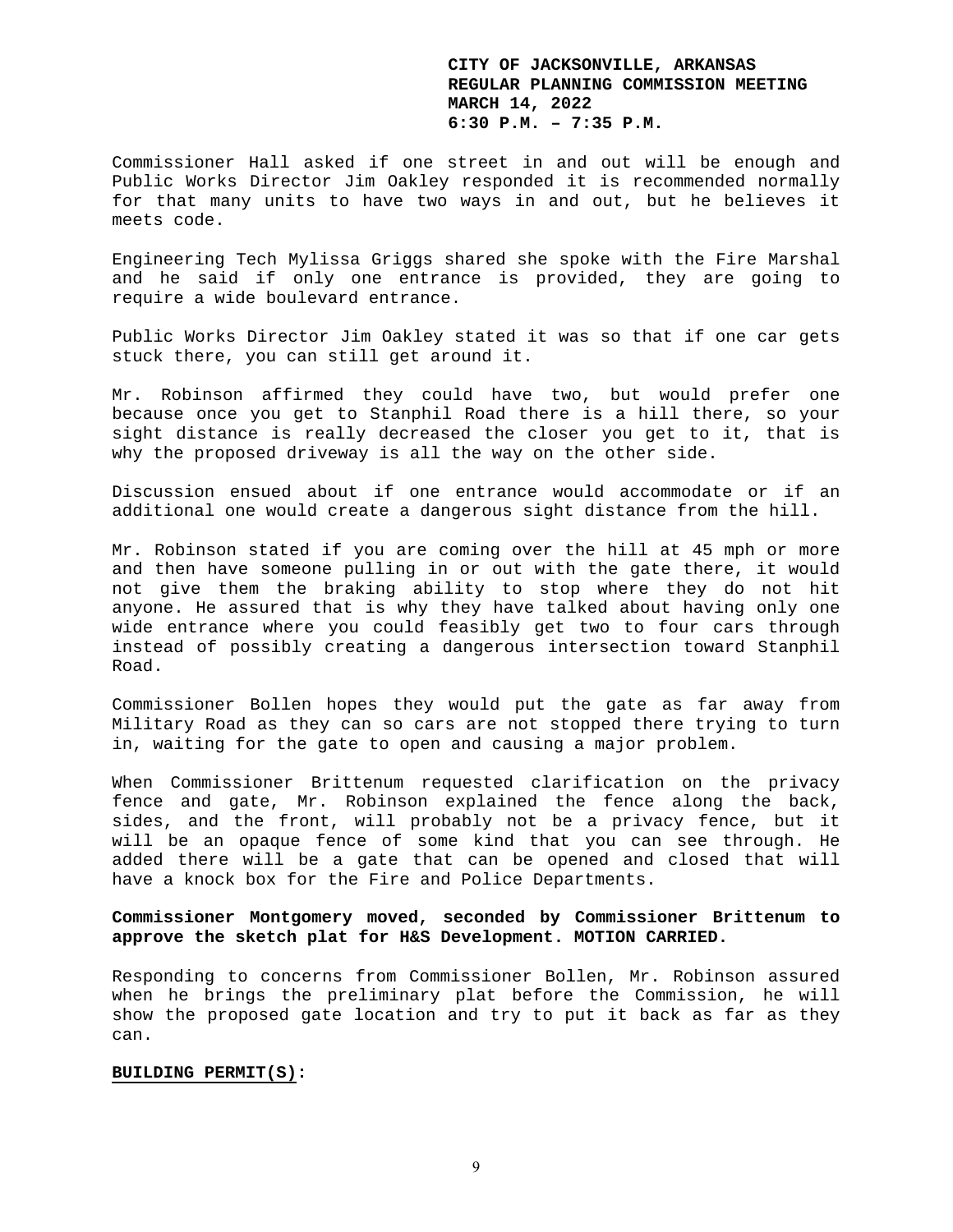Commissioner Hall asked if one street in and out will be enough and Public Works Director Jim Oakley responded it is recommended normally for that many units to have two ways in and out, but he believes it meets code.

Engineering Tech Mylissa Griggs shared she spoke with the Fire Marshal and he said if only one entrance is provided, they are going to require a wide boulevard entrance.

Public Works Director Jim Oakley stated it was so that if one car gets stuck there, you can still get around it.

Mr. Robinson affirmed they could have two, but would prefer one because once you get to Stanphil Road there is a hill there, so your sight distance is really decreased the closer you get to it, that is why the proposed driveway is all the way on the other side.

Discussion ensued about if one entrance would accommodate or if an additional one would create a dangerous sight distance from the hill.

Mr. Robinson stated if you are coming over the hill at 45 mph or more and then have someone pulling in or out with the gate there, it would not give them the braking ability to stop where they do not hit anyone. He assured that is why they have talked about having only one wide entrance where you could feasibly get two to four cars through instead of possibly creating a dangerous intersection toward Stanphil Road.

Commissioner Bollen hopes they would put the gate as far away from Military Road as they can so cars are not stopped there trying to turn in, waiting for the gate to open and causing a major problem.

When Commissioner Brittenum requested clarification on the privacy fence and gate, Mr. Robinson explained the fence along the back, sides, and the front, will probably not be a privacy fence, but it will be an opaque fence of some kind that you can see through. He added there will be a gate that can be opened and closed that will have a knock box for the Fire and Police Departments.

**Commissioner Montgomery moved, seconded by Commissioner Brittenum to approve the sketch plat for H&S Development. MOTION CARRIED.**

Responding to concerns from Commissioner Bollen, Mr. Robinson assured when he brings the preliminary plat before the Commission, he will show the proposed gate location and try to put it back as far as they can.

**BUILDING PERMIT(S):**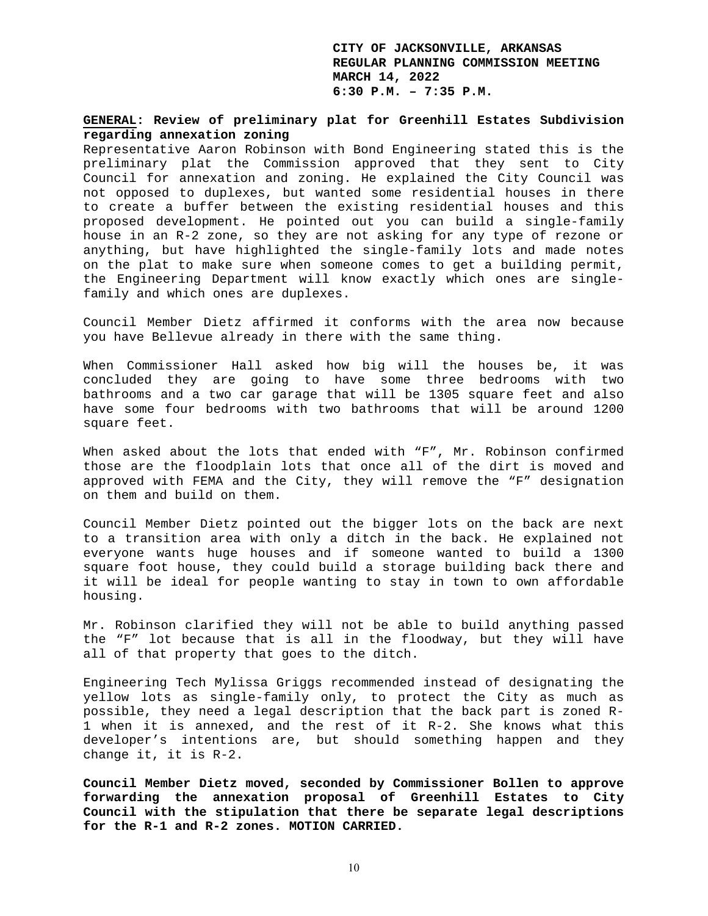**CITY OF JACKSONVILLE, ARKANSAS**
**REGULAR PLANNING COMMISSION MEETING**
**MARCH 14, 2022**
**6:30 P.M. – 7:35 P.M.**

**GENERAL: Review of preliminary plat for Greenhill Estates Subdivision regarding annexation zoning**

Representative Aaron Robinson with Bond Engineering stated this is the preliminary plat the Commission approved that they sent to City Council for annexation and zoning. He explained the City Council was not opposed to duplexes, but wanted some residential houses in there to create a buffer between the existing residential houses and this proposed development. He pointed out you can build a single-family house in an R-2 zone, so they are not asking for any type of rezone or anything, but have highlighted the single-family lots and made notes on the plat to make sure when someone comes to get a building permit, the Engineering Department will know exactly which ones are single-family and which ones are duplexes.

Council Member Dietz affirmed it conforms with the area now because you have Bellevue already in there with the same thing.

When Commissioner Hall asked how big will the houses be, it was concluded they are going to have some three bedrooms with two bathrooms and a two car garage that will be 1305 square feet and also have some four bedrooms with two bathrooms that will be around 1200 square feet.

When asked about the lots that ended with "F", Mr. Robinson confirmed those are the floodplain lots that once all of the dirt is moved and approved with FEMA and the City, they will remove the "F" designation on them and build on them.

Council Member Dietz pointed out the bigger lots on the back are next to a transition area with only a ditch in the back. He explained not everyone wants huge houses and if someone wanted to build a 1300 square foot house, they could build a storage building back there and it will be ideal for people wanting to stay in town to own affordable housing.

Mr. Robinson clarified they will not be able to build anything passed the "F" lot because that is all in the floodway, but they will have all of that property that goes to the ditch.

Engineering Tech Mylissa Griggs recommended instead of designating the yellow lots as single-family only, to protect the City as much as possible, they need a legal description that the back part is zoned R-1 when it is annexed, and the rest of it R-2. She knows what this developer's intentions are, but should something happen and they change it, it is R-2.

**Council Member Dietz moved, seconded by Commissioner Bollen to approve forwarding the annexation proposal of Greenhill Estates to City Council with the stipulation that there be separate legal descriptions for the R-1 and R-2 zones. MOTION CARRIED.**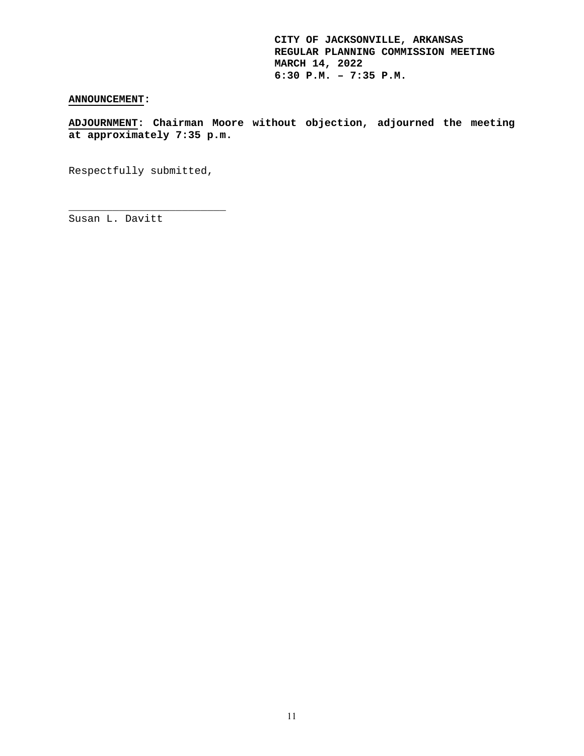**CITY OF JACKSONVILLE, ARKANSAS**
**REGULAR PLANNING COMMISSION MEETING**
**MARCH 14, 2022**
**6:30 P.M. – 7:35 P.M.**

**ANNOUNCEMENT:**

**ADJOURNMENT: Chairman Moore without objection, adjourned the meeting at approximately 7:35 p.m.**

Respectfully submitted,

_________________________
Susan L. Davitt